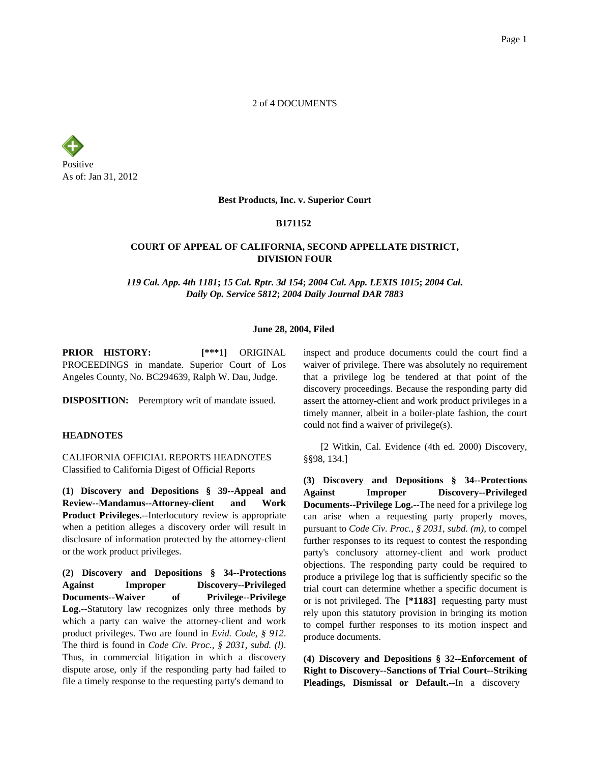2 of 4 DOCUMENTS

Positive
As of: Jan 31, 2012

**Best Products, Inc. v. Superior Court**

**B171152**

**COURT OF APPEAL OF CALIFORNIA, SECOND APPELLATE DISTRICT, DIVISION FOUR**

***119 Cal. App. 4th 1181*; *15 Cal. Rptr. 3d 154*; *2004 Cal. App. LEXIS 1015*; *2004 Cal. Daily Op. Service 5812*; *2004 Daily Journal DAR 7883***

**June 28, 2004, Filed**

**PRIOR HISTORY:** **[***1]** ORIGINAL PROCEEDINGS in mandate. Superior Court of Los Angeles County, No. BC294639, Ralph W. Dau, Judge.

**DISPOSITION:** Peremptory writ of mandate issued.

**HEADNOTES**

CALIFORNIA OFFICIAL REPORTS HEADNOTES
Classified to California Digest of Official Reports

**(1) Discovery and Depositions § 39--Appeal and Review--Mandamus--Attorney-client and Work Product Privileges.**--Interlocutory review is appropriate when a petition alleges a discovery order will result in disclosure of information protected by the attorney-client or the work product privileges.

**(2) Discovery and Depositions § 34--Protections Against Improper Discovery--Privileged Documents--Waiver of Privilege--Privilege Log.**--Statutory law recognizes only three methods by which a party can waive the attorney-client and work product privileges. Two are found in *Evid. Code, § 912*. The third is found in *Code Civ. Proc., § 2031, subd. (l)*. Thus, in commercial litigation in which a discovery dispute arose, only if the responding party had failed to file a timely response to the requesting party's demand to inspect and produce documents could the court find a waiver of privilege. There was absolutely no requirement that a privilege log be tendered at that point of the discovery proceedings. Because the responding party did assert the attorney-client and work product privileges in a timely manner, albeit in a boiler-plate fashion, the court could not find a waiver of privilege(s).

[2 Witkin, Cal. Evidence (4th ed. 2000) Discovery, §§98, 134.]

**(3) Discovery and Depositions § 34--Protections Against Improper Discovery--Privileged Documents--Privilege Log.**--The need for a privilege log can arise when a requesting party properly moves, pursuant to *Code Civ. Proc., § 2031, subd. (m)*, to compel further responses to its request to contest the responding party's conclusory attorney-client and work product objections. The responding party could be required to produce a privilege log that is sufficiently specific so the trial court can determine whether a specific document is or is not privileged. The **[*1183]** requesting party must rely upon this statutory provision in bringing its motion to compel further responses to its motion inspect and produce documents.

**(4) Discovery and Depositions § 32--Enforcement of Right to Discovery--Sanctions of Trial Court--Striking Pleadings, Dismissal or Default.**--In a discovery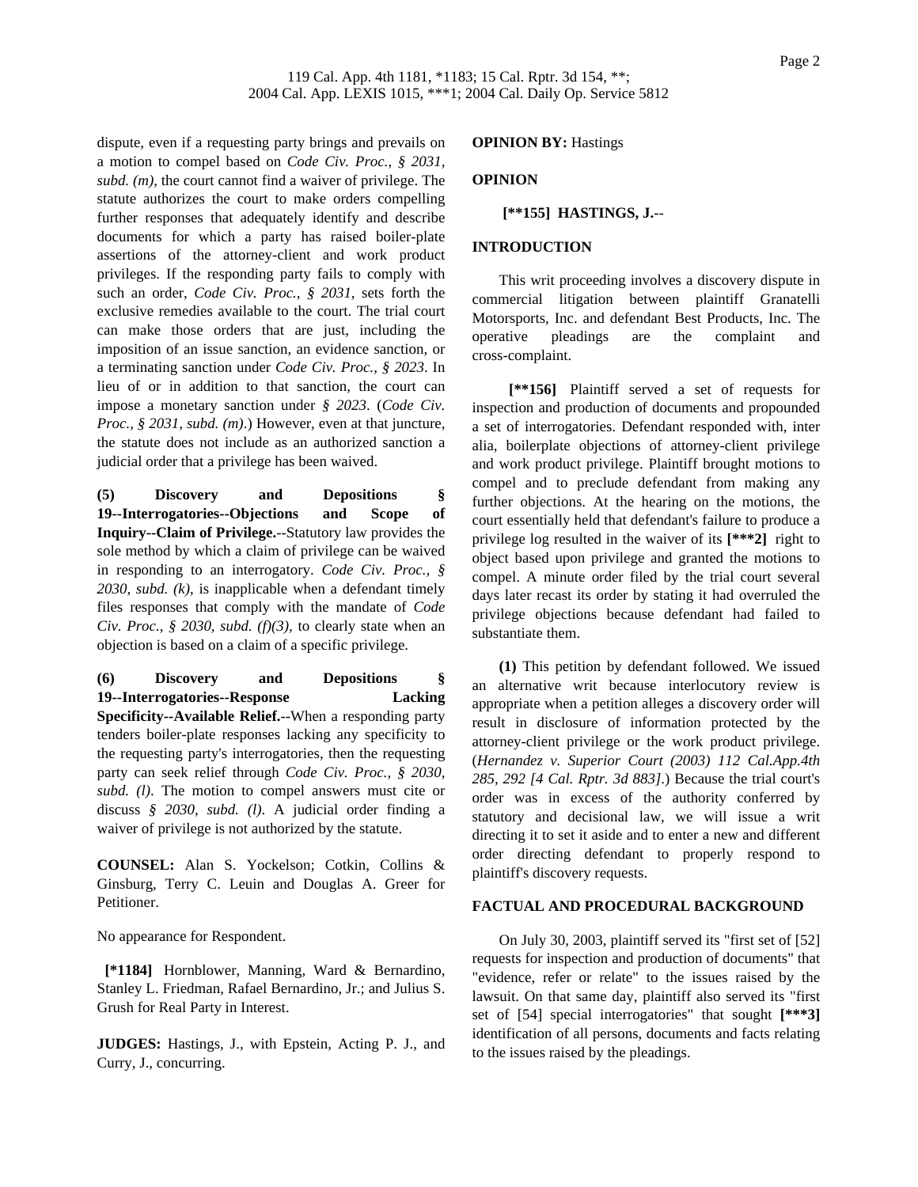dispute, even if a requesting party brings and prevails on a motion to compel based on *Code Civ. Proc., § 2031, subd. (m),* the court cannot find a waiver of privilege. The statute authorizes the court to make orders compelling further responses that adequately identify and describe documents for which a party has raised boiler-plate assertions of the attorney-client and work product privileges. If the responding party fails to comply with such an order, *Code Civ. Proc., § 2031,* sets forth the exclusive remedies available to the court. The trial court can make those orders that are just, including the imposition of an issue sanction, an evidence sanction, or a terminating sanction under *Code Civ. Proc., § 2023*. In lieu of or in addition to that sanction, the court can impose a monetary sanction under *§ 2023*. (*Code Civ. Proc., § 2031, subd. (m)*.) However, even at that juncture, the statute does not include as an authorized sanction a judicial order that a privilege has been waived.

**(5) Discovery and Depositions § 19--Interrogatories--Objections and Scope of Inquiry--Claim of Privilege.**--Statutory law provides the sole method by which a claim of privilege can be waived in responding to an interrogatory. *Code Civ. Proc., § 2030, subd. (k)*, is inapplicable when a defendant timely files responses that comply with the mandate of *Code Civ. Proc., § 2030, subd. (f)(3),* to clearly state when an objection is based on a claim of a specific privilege.

**(6) Discovery and Depositions § 19--Interrogatories--Response Lacking Specificity--Available Relief.**--When a responding party tenders boiler-plate responses lacking any specificity to the requesting party's interrogatories, then the requesting party can seek relief through *Code Civ. Proc., § 2030, subd. (l)*. The motion to compel answers must cite or discuss *§ 2030, subd. (l)*. A judicial order finding a waiver of privilege is not authorized by the statute.

**COUNSEL:** Alan S. Yockelson; Cotkin, Collins & Ginsburg, Terry C. Leuin and Douglas A. Greer for Petitioner.

No appearance for Respondent.

**[*1184]** Hornblower, Manning, Ward & Bernardino, Stanley L. Friedman, Rafael Bernardino, Jr.; and Julius S. Grush for Real Party in Interest.

**JUDGES:** Hastings, J., with Epstein, Acting P. J., and Curry, J., concurring.

**OPINION BY:** Hastings

**OPINION**

**[**155] HASTINGS, J.**--

**INTRODUCTION**

This writ proceeding involves a discovery dispute in commercial litigation between plaintiff Granatelli Motorsports, Inc. and defendant Best Products, Inc. The operative pleadings are the complaint and cross-complaint.

**[**156]** Plaintiff served a set of requests for inspection and production of documents and propounded a set of interrogatories. Defendant responded with, inter alia, boilerplate objections of attorney-client privilege and work product privilege. Plaintiff brought motions to compel and to preclude defendant from making any further objections. At the hearing on the motions, the court essentially held that defendant's failure to produce a privilege log resulted in the waiver of its **[***2]** right to object based upon privilege and granted the motions to compel. A minute order filed by the trial court several days later recast its order by stating it had overruled the privilege objections because defendant had failed to substantiate them.

**(1)** This petition by defendant followed. We issued an alternative writ because interlocutory review is appropriate when a petition alleges a discovery order will result in disclosure of information protected by the attorney-client privilege or the work product privilege. (*Hernandez v. Superior Court (2003) 112 Cal.App.4th 285, 292 [4 Cal. Rptr. 3d 883]*.) Because the trial court's order was in excess of the authority conferred by statutory and decisional law, we will issue a writ directing it to set it aside and to enter a new and different order directing defendant to properly respond to plaintiff's discovery requests.

**FACTUAL AND PROCEDURAL BACKGROUND**

On July 30, 2003, plaintiff served its "first set of [52] requests for inspection and production of documents" that "evidence, refer or relate" to the issues raised by the lawsuit. On that same day, plaintiff also served its "first set of [54] special interrogatories" that sought **[***3]** identification of all persons, documents and facts relating to the issues raised by the pleadings.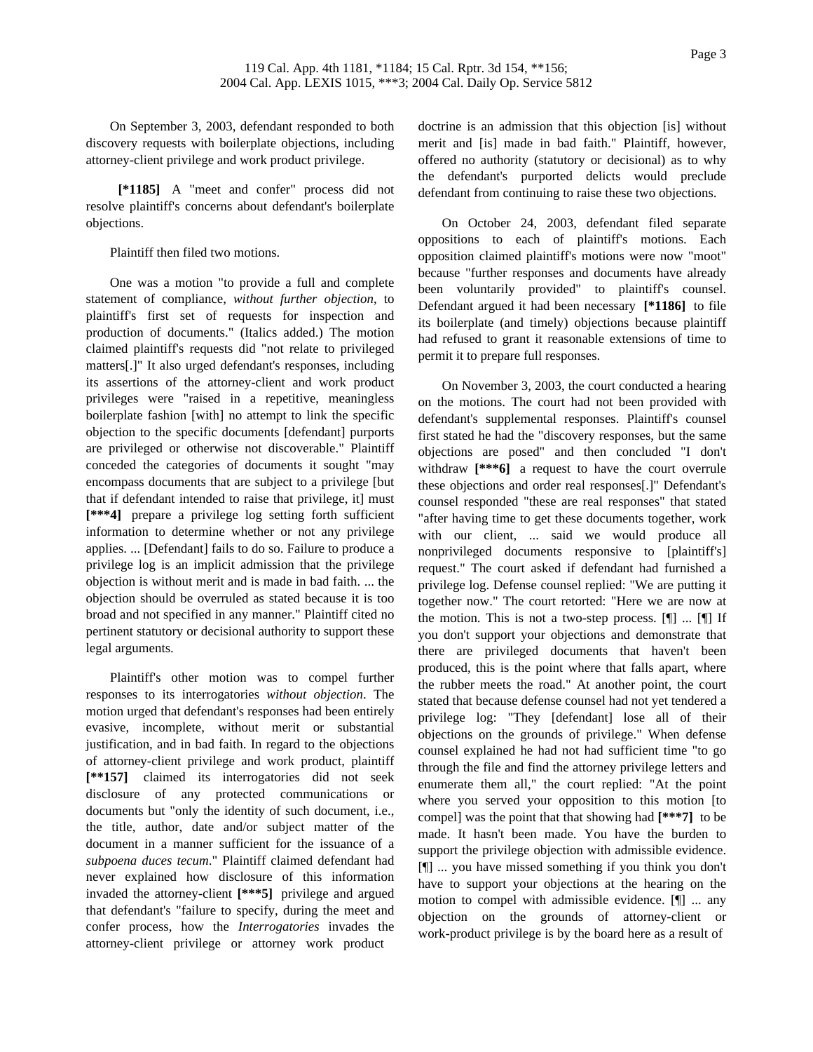On September 3, 2003, defendant responded to both discovery requests with boilerplate objections, including attorney-client privilege and work product privilege.

**[*1185]** A "meet and confer" process did not resolve plaintiff's concerns about defendant's boilerplate objections.

Plaintiff then filed two motions.

One was a motion "to provide a full and complete statement of compliance, *without further objection*, to plaintiff's first set of requests for inspection and production of documents." (Italics added.) The motion claimed plaintiff's requests did "not relate to privileged matters[.]" It also urged defendant's responses, including its assertions of the attorney-client and work product privileges were "raised in a repetitive, meaningless boilerplate fashion [with] no attempt to link the specific objection to the specific documents [defendant] purports are privileged or otherwise not discoverable." Plaintiff conceded the categories of documents it sought "may encompass documents that are subject to a privilege [but that if defendant intended to raise that privilege, it] must **[***4]** prepare a privilege log setting forth sufficient information to determine whether or not any privilege applies. ... [Defendant] fails to do so. Failure to produce a privilege log is an implicit admission that the privilege objection is without merit and is made in bad faith. ... the objection should be overruled as stated because it is too broad and not specified in any manner." Plaintiff cited no pertinent statutory or decisional authority to support these legal arguments.

Plaintiff's other motion was to compel further responses to its interrogatories *without objection*. The motion urged that defendant's responses had been entirely evasive, incomplete, without merit or substantial justification, and in bad faith. In regard to the objections of attorney-client privilege and work product, plaintiff **[**157]** claimed its interrogatories did not seek disclosure of any protected communications or documents but "only the identity of such document, i.e., the title, author, date and/or subject matter of the document in a manner sufficient for the issuance of a *subpoena duces tecum*." Plaintiff claimed defendant had never explained how disclosure of this information invaded the attorney-client **[***5]** privilege and argued that defendant's "failure to specify, during the meet and confer process, how the *Interrogatories* invades the attorney-client privilege or attorney work product doctrine is an admission that this objection [is] without merit and [is] made in bad faith." Plaintiff, however, offered no authority (statutory or decisional) as to why the defendant's purported delicts would preclude defendant from continuing to raise these two objections.

On October 24, 2003, defendant filed separate oppositions to each of plaintiff's motions. Each opposition claimed plaintiff's motions were now "moot" because "further responses and documents have already been voluntarily provided" to plaintiff's counsel. Defendant argued it had been necessary **[*1186]** to file its boilerplate (and timely) objections because plaintiff had refused to grant it reasonable extensions of time to permit it to prepare full responses.

On November 3, 2003, the court conducted a hearing on the motions. The court had not been provided with defendant's supplemental responses. Plaintiff's counsel first stated he had the "discovery responses, but the same objections are posed" and then concluded "I don't withdraw **[***6]** a request to have the court overrule these objections and order real responses[.]" Defendant's counsel responded "these are real responses" that stated "after having time to get these documents together, work with our client, ... said we would produce all nonprivileged documents responsive to [plaintiff's] request." The court asked if defendant had furnished a privilege log. Defense counsel replied: "We are putting it together now." The court retorted: "Here we are now at the motion. This is not a two-step process. [¶] ... [¶] If you don't support your objections and demonstrate that there are privileged documents that haven't been produced, this is the point where that falls apart, where the rubber meets the road." At another point, the court stated that because defense counsel had not yet tendered a privilege log: "They [defendant] lose all of their objections on the grounds of privilege." When defense counsel explained he had not had sufficient time "to go through the file and find the attorney privilege letters and enumerate them all," the court replied: "At the point where you served your opposition to this motion [to compel] was the point that that showing had **[***7]** to be made. It hasn't been made. You have the burden to support the privilege objection with admissible evidence. [¶] ... you have missed something if you think you don't have to support your objections at the hearing on the motion to compel with admissible evidence. [¶] ... any objection on the grounds of attorney-client or work-product privilege is by the board here as a result of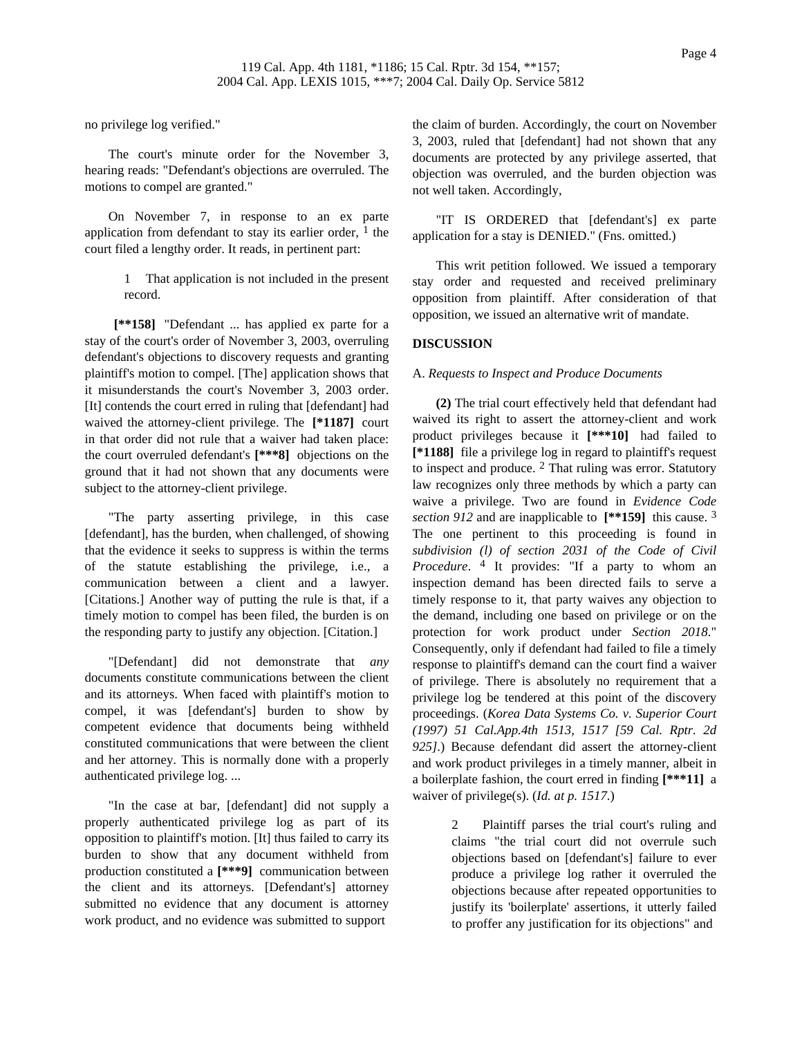no privilege log verified."

The court's minute order for the November 3, hearing reads: "Defendant's objections are overruled. The motions to compel are granted."

On November 7, in response to an ex parte application from defendant to stay its earlier order, [1] the court filed a lengthy order. It reads, in pertinent part:

> 1 That application is not included in the present record.

**[**158]** "Defendant ... has applied ex parte for a stay of the court's order of November 3, 2003, overruling defendant's objections to discovery requests and granting plaintiff's motion to compel. [The] application shows that it misunderstands the court's November 3, 2003 order. [It] contends the court erred in ruling that [defendant] had waived the attorney-client privilege. The **[*1187]** court in that order did not rule that a waiver had taken place: the court overruled defendant's **[***8]** objections on the ground that it had not shown that any documents were subject to the attorney-client privilege.

"The party asserting privilege, in this case [defendant], has the burden, when challenged, of showing that the evidence it seeks to suppress is within the terms of the statute establishing the privilege, i.e., a communication between a client and a lawyer. [Citations.] Another way of putting the rule is that, if a timely motion to compel has been filed, the burden is on the responding party to justify any objection. [Citation.]

"[Defendant] did not demonstrate that *any* documents constitute communications between the client and its attorneys. When faced with plaintiff's motion to compel, it was [defendant's] burden to show by competent evidence that documents being withheld constituted communications that were between the client and her attorney. This is normally done with a properly authenticated privilege log. ...

"In the case at bar, [defendant] did not supply a properly authenticated privilege log as part of its opposition to plaintiff's motion. [It] thus failed to carry its burden to show that any document withheld from production constituted a **[***9]** communication between the client and its attorneys. [Defendant's] attorney submitted no evidence that any document is attorney work product, and no evidence was submitted to support the claim of burden. Accordingly, the court on November 3, 2003, ruled that [defendant] had not shown that any documents are protected by any privilege asserted, that objection was overruled, and the burden objection was not well taken. Accordingly,

"IT IS ORDERED that [defendant's] ex parte application for a stay is DENIED." (Fns. omitted.)

This writ petition followed. We issued a temporary stay order and requested and received preliminary opposition from plaintiff. After consideration of that opposition, we issued an alternative writ of mandate.

## DISCUSSION

A. *Requests to Inspect and Produce Documents*

**(2)** The trial court effectively held that defendant had waived its right to assert the attorney-client and work product privileges because it **[***10]** had failed to **[*1188]** file a privilege log in regard to plaintiff's request to inspect and produce. [2] That ruling was error. Statutory law recognizes only three methods by which a party can waive a privilege. Two are found in *Evidence Code section 912* and are inapplicable to **[**159]** this cause. [3] The one pertinent to this proceeding is found in *subdivision (l) of section 2031 of the Code of Civil Procedure*. [4] It provides: "If a party to whom an inspection demand has been directed fails to serve a timely response to it, that party waives any objection to the demand, including one based on privilege or on the protection for work product under *Section 2018*." Consequently, only if defendant had failed to file a timely response to plaintiff's demand can the court find a waiver of privilege. There is absolutely no requirement that a privilege log be tendered at this point of the discovery proceedings. (*Korea Data Systems Co. v. Superior Court (1997) 51 Cal.App.4th 1513, 1517 [59 Cal. Rptr. 2d 925]*.) Because defendant did assert the attorney-client and work product privileges in a timely manner, albeit in a boilerplate fashion, the court erred in finding **[***11]** a waiver of privilege(s). (*Id. at p. 1517*.)

> 2 Plaintiff parses the trial court's ruling and claims "the trial court did not overrule such objections based on [defendant's] failure to ever produce a privilege log rather it overruled the objections because after repeated opportunities to justify its 'boilerplate' assertions, it utterly failed to proffer any justification for its objections" and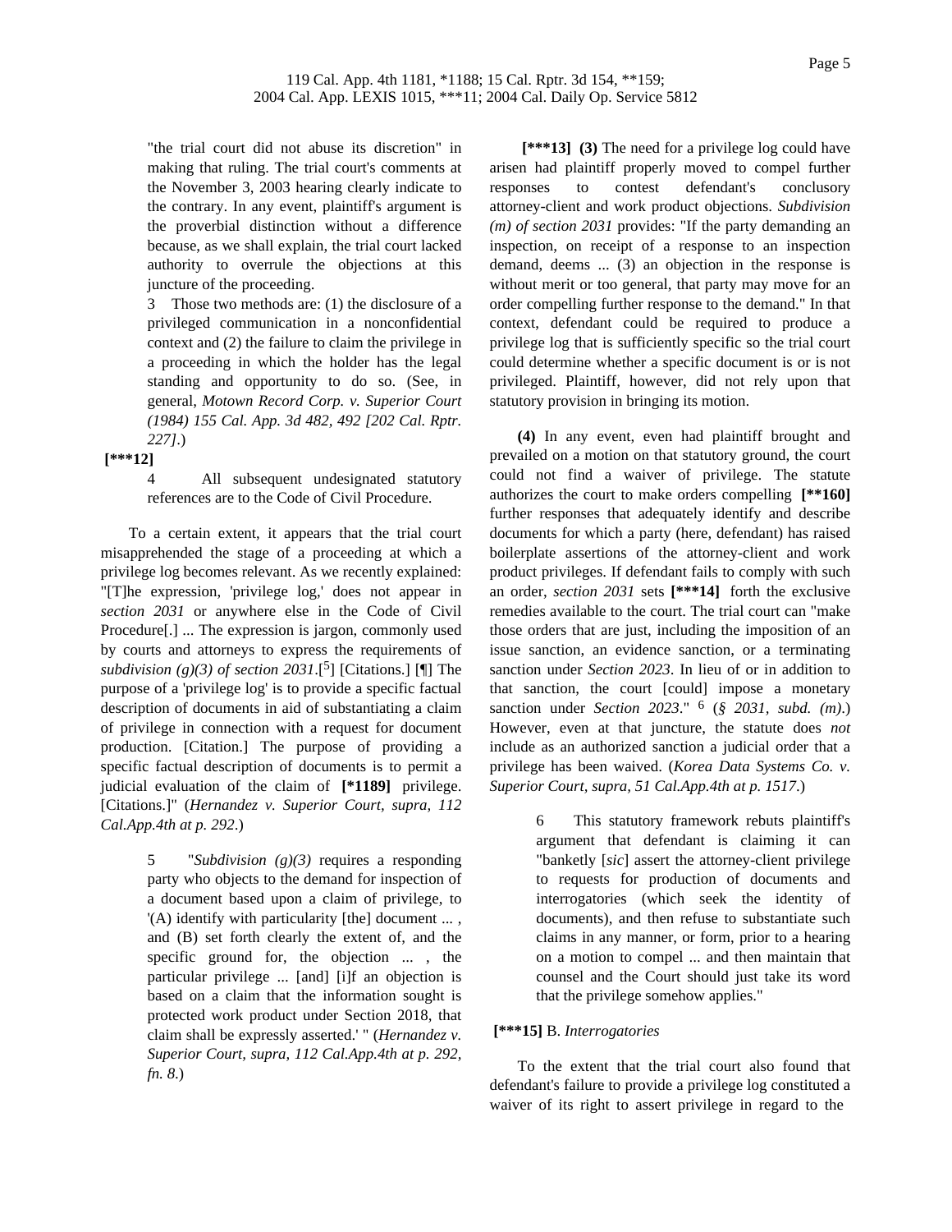"the trial court did not abuse its discretion" in making that ruling. The trial court's comments at the November 3, 2003 hearing clearly indicate to the contrary. In any event, plaintiff's argument is the proverbial distinction without a difference because, as we shall explain, the trial court lacked authority to overrule the objections at this juncture of the proceeding.

3 Those two methods are: (1) the disclosure of a privileged communication in a nonconfidential context and (2) the failure to claim the privilege in a proceeding in which the holder has the legal standing and opportunity to do so. (See, in general, *Motown Record Corp. v. Superior Court (1984) 155 Cal. App. 3d 482, 492 [202 Cal. Rptr. 227]*.)

**[***12]**

4 All subsequent undesignated statutory references are to the Code of Civil Procedure.

To a certain extent, it appears that the trial court misapprehended the stage of a proceeding at which a privilege log becomes relevant. As we recently explained: "[T]he expression, 'privilege log,' does not appear in *section 2031* or anywhere else in the Code of Civil Procedure[.] ... The expression is jargon, commonly used by courts and attorneys to express the requirements of *subdivision (g)(3) of section 2031*.[5] [Citations.] [¶] The purpose of a 'privilege log' is to provide a specific factual description of documents in aid of substantiating a claim of privilege in connection with a request for document production. [Citation.] The purpose of providing a specific factual description of documents is to permit a judicial evaluation of the claim of **[*1189]** privilege. [Citations.]" (*Hernandez v. Superior Court, supra, 112 Cal.App.4th at p. 292*.)

5 "*Subdivision (g)(3)* requires a responding party who objects to the demand for inspection of a document based upon a claim of privilege, to '(A) identify with particularity [the] document ... , and (B) set forth clearly the extent of, and the specific ground for, the objection ... , the particular privilege ... [and] [i]f an objection is based on a claim that the information sought is protected work product under Section 2018, that claim shall be expressly asserted.' " (*Hernandez v. Superior Court, supra, 112 Cal.App.4th at p. 292, fn. 8*.)

**[***13] (3)** The need for a privilege log could have arisen had plaintiff properly moved to compel further responses to contest defendant's conclusory attorney-client and work product objections. *Subdivision (m) of section 2031* provides: "If the party demanding an inspection, on receipt of a response to an inspection demand, deems ... (3) an objection in the response is without merit or too general, that party may move for an order compelling further response to the demand." In that context, defendant could be required to produce a privilege log that is sufficiently specific so the trial court could determine whether a specific document is or is not privileged. Plaintiff, however, did not rely upon that statutory provision in bringing its motion.

**(4)** In any event, even had plaintiff brought and prevailed on a motion on that statutory ground, the court could not find a waiver of privilege. The statute authorizes the court to make orders compelling **[**160]** further responses that adequately identify and describe documents for which a party (here, defendant) has raised boilerplate assertions of the attorney-client and work product privileges. If defendant fails to comply with such an order, *section 2031* sets **[***14]** forth the exclusive remedies available to the court. The trial court can "make those orders that are just, including the imposition of an issue sanction, an evidence sanction, or a terminating sanction under *Section 2023*. In lieu of or in addition to that sanction, the court [could] impose a monetary sanction under *Section 2023*." [6] (*§ 2031, subd. (m)*.) However, even at that juncture, the statute does *not* include as an authorized sanction a judicial order that a privilege has been waived. (*Korea Data Systems Co. v. Superior Court, supra, 51 Cal.App.4th at p. 1517*.)

6 This statutory framework rebuts plaintiff's argument that defendant is claiming it can "banketly [*sic*] assert the attorney-client privilege to requests for production of documents and interrogatories (which seek the identity of documents), and then refuse to substantiate such claims in any manner, or form, prior to a hearing on a motion to compel ... and then maintain that counsel and the Court should just take its word that the privilege somehow applies."

**[***15]** B. *Interrogatories*

To the extent that the trial court also found that defendant's failure to provide a privilege log constituted a waiver of its right to assert privilege in regard to the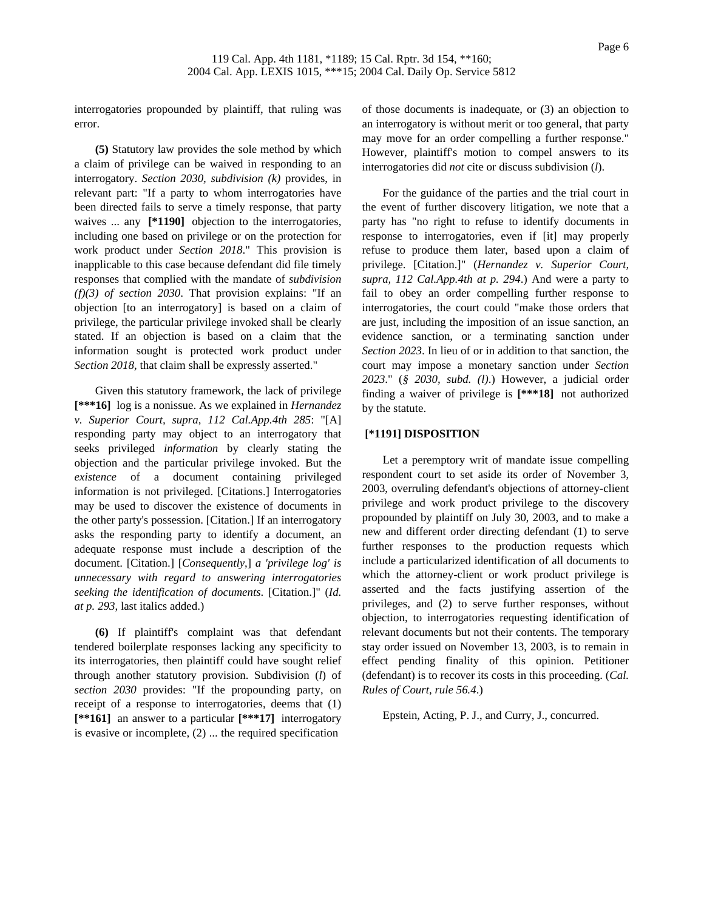interrogatories propounded by plaintiff, that ruling was error.

**(5)** Statutory law provides the sole method by which a claim of privilege can be waived in responding to an interrogatory. *Section 2030, subdivision (k)* provides, in relevant part: "If a party to whom interrogatories have been directed fails to serve a timely response, that party waives ... any **[*1190]** objection to the interrogatories, including one based on privilege or on the protection for work product under *Section 2018*." This provision is inapplicable to this case because defendant did file timely responses that complied with the mandate of *subdivision (f)(3) of section 2030*. That provision explains: "If an objection [to an interrogatory] is based on a claim of privilege, the particular privilege invoked shall be clearly stated. If an objection is based on a claim that the information sought is protected work product under *Section 2018*, that claim shall be expressly asserted."

Given this statutory framework, the lack of privilege **[***16]** log is a nonissue. As we explained in *Hernandez v. Superior Court, supra, 112 Cal.App.4th 285*: "[A] responding party may object to an interrogatory that seeks privileged *information* by clearly stating the objection and the particular privilege invoked. But the *existence* of a document containing privileged information is not privileged. [Citations.] Interrogatories may be used to discover the existence of documents in the other party's possession. [Citation.] If an interrogatory asks the responding party to identify a document, an adequate response must include a description of the document. [Citation.] [*Consequently*,] *a 'privilege log' is unnecessary with regard to answering interrogatories seeking the identification of documents*. [Citation.]" (*Id. at p. 293*, last italics added.)

**(6)** If plaintiff's complaint was that defendant tendered boilerplate responses lacking any specificity to its interrogatories, then plaintiff could have sought relief through another statutory provision. Subdivision (*l*) of *section 2030* provides: "If the propounding party, on receipt of a response to interrogatories, deems that (1) **[**161]** an answer to a particular **[***17]** interrogatory is evasive or incomplete, (2) ... the required specification of those documents is inadequate, or (3) an objection to an interrogatory is without merit or too general, that party may move for an order compelling a further response." However, plaintiff's motion to compel answers to its interrogatories did *not* cite or discuss subdivision (*l*).

For the guidance of the parties and the trial court in the event of further discovery litigation, we note that a party has "no right to refuse to identify documents in response to interrogatories, even if [it] may properly refuse to produce them later, based upon a claim of privilege. [Citation.]" (*Hernandez v. Superior Court, supra, 112 Cal.App.4th at p. 294*.) And were a party to fail to obey an order compelling further response to interrogatories, the court could "make those orders that are just, including the imposition of an issue sanction, an evidence sanction, or a terminating sanction under *Section 2023*. In lieu of or in addition to that sanction, the court may impose a monetary sanction under *Section 2023*." (*§ 2030, subd. (l)*.) However, a judicial order finding a waiver of privilege is **[***18]** not authorized by the statute.

**[*1191] DISPOSITION**

Let a peremptory writ of mandate issue compelling respondent court to set aside its order of November 3, 2003, overruling defendant's objections of attorney-client privilege and work product privilege to the discovery propounded by plaintiff on July 30, 2003, and to make a new and different order directing defendant (1) to serve further responses to the production requests which include a particularized identification of all documents to which the attorney-client or work product privilege is asserted and the facts justifying assertion of the privileges, and (2) to serve further responses, without objection, to interrogatories requesting identification of relevant documents but not their contents. The temporary stay order issued on November 13, 2003, is to remain in effect pending finality of this opinion. Petitioner (defendant) is to recover its costs in this proceeding. (*Cal. Rules of Court, rule 56.4*.)

Epstein, Acting, P. J., and Curry, J., concurred.